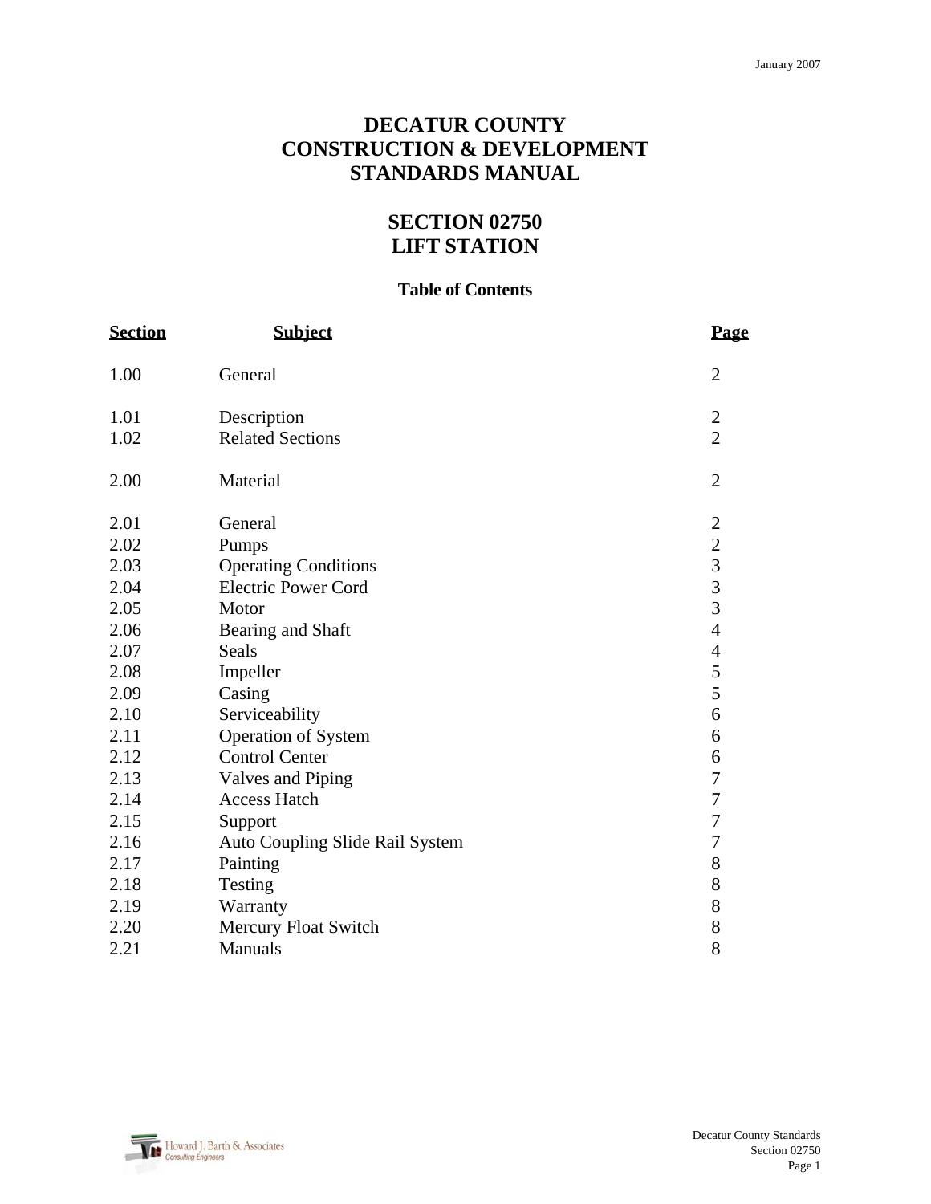# DECATUR COUNTY CONSTRUCTION & DEVELOPMENT STANDARDS MANUAL

## SECTION 02750 LIFT STATION

### Table of Contents

| Section | Subject | Page |
|---|---|---|
| 1.00 | General | 2 |
| 1.01 | Description | 2 |
| 1.02 | Related Sections | 2 |
| 2.00 | Material | 2 |
| 2.01 | General | 2 |
| 2.02 | Pumps | 2 |
| 2.03 | Operating Conditions | 3 |
| 2.04 | Electric Power Cord | 3 |
| 2.05 | Motor | 3 |
| 2.06 | Bearing and Shaft | 4 |
| 2.07 | Seals | 4 |
| 2.08 | Impeller | 5 |
| 2.09 | Casing | 5 |
| 2.10 | Serviceability | 6 |
| 2.11 | Operation of System | 6 |
| 2.12 | Control Center | 6 |
| 2.13 | Valves and Piping | 7 |
| 2.14 | Access Hatch | 7 |
| 2.15 | Support | 7 |
| 2.16 | Auto Coupling Slide Rail System | 7 |
| 2.17 | Painting | 8 |
| 2.18 | Testing | 8 |
| 2.19 | Warranty | 8 |
| 2.20 | Mercury Float Switch | 8 |
| 2.21 | Manuals | 8 |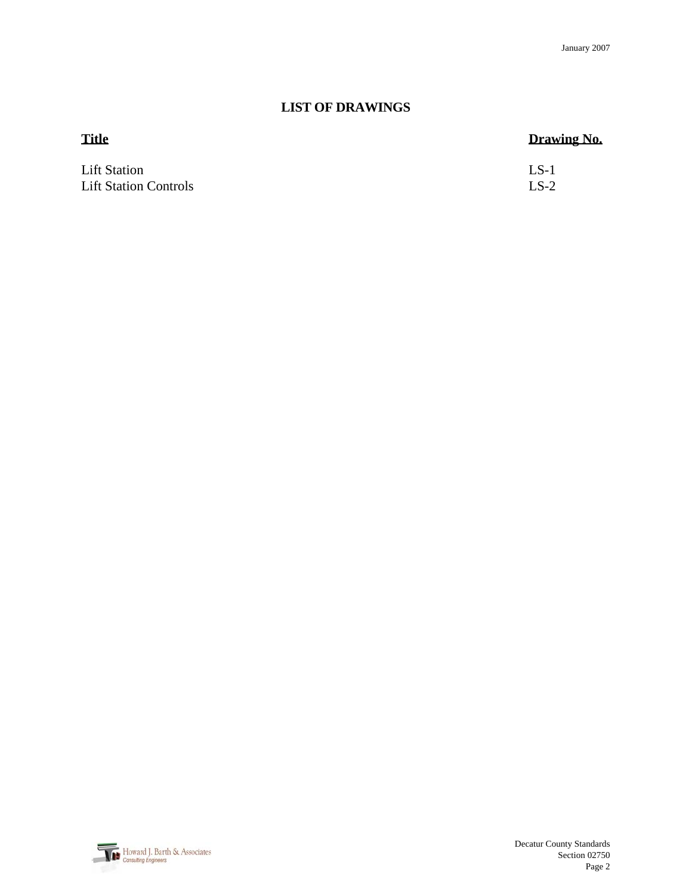## LIST OF DRAWINGS

| Title | Drawing No. |
| --- | --- |
| Lift Station | LS-1 |
| Lift Station Controls | LS-2 |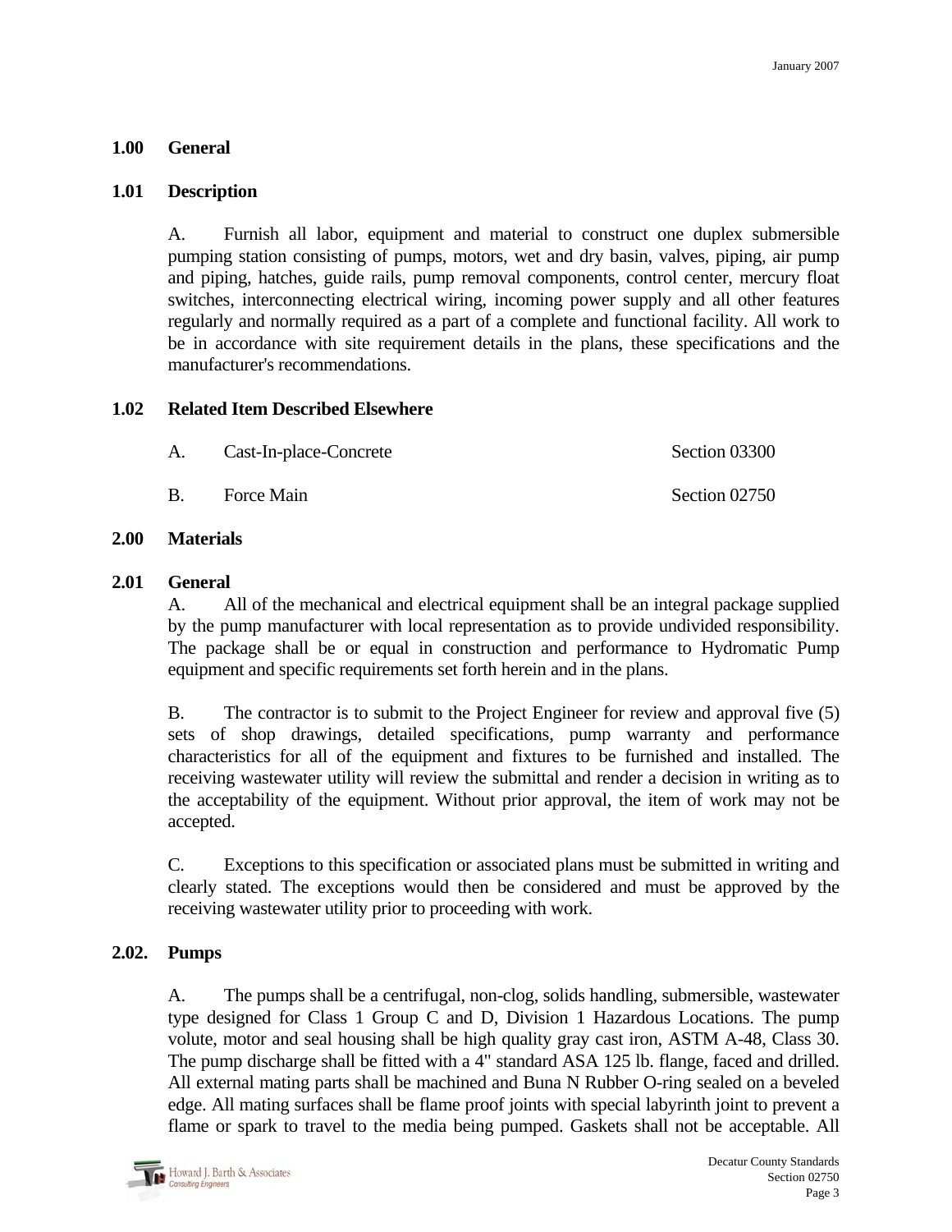## 1.00 General

### 1.01 Description

A. Furnish all labor, equipment and material to construct one duplex submersible pumping station consisting of pumps, motors, wet and dry basin, valves, piping, air pump and piping, hatches, guide rails, pump removal components, control center, mercury float switches, interconnecting electrical wiring, incoming power supply and all other features regularly and normally required as a part of a complete and functional facility. All work to be in accordance with site requirement details in the plans, these specifications and the manufacturer's recommendations.

### 1.02 Related Item Described Elsewhere

| | | |
|---|---|---|
| A. | Cast-In-place-Concrete | Section 03300 |
| B. | Force Main | Section 02750 |

## 2.00 Materials

### 2.01 General

A. All of the mechanical and electrical equipment shall be an integral package supplied by the pump manufacturer with local representation as to provide undivided responsibility. The package shall be or equal in construction and performance to Hydromatic Pump equipment and specific requirements set forth herein and in the plans.

B. The contractor is to submit to the Project Engineer for review and approval five (5) sets of shop drawings, detailed specifications, pump warranty and performance characteristics for all of the equipment and fixtures to be furnished and installed. The receiving wastewater utility will review the submittal and render a decision in writing as to the acceptability of the equipment. Without prior approval, the item of work may not be accepted.

C. Exceptions to this specification or associated plans must be submitted in writing and clearly stated. The exceptions would then be considered and must be approved by the receiving wastewater utility prior to proceeding with work.

### 2.02. Pumps

A. The pumps shall be a centrifugal, non-clog, solids handling, submersible, wastewater type designed for Class 1 Group C and D, Division 1 Hazardous Locations. The pump volute, motor and seal housing shall be high quality gray cast iron, ASTM A-48, Class 30. The pump discharge shall be fitted with a 4" standard ASA 125 lb. flange, faced and drilled. All external mating parts shall be machined and Buna N Rubber O-ring sealed on a beveled edge. All mating surfaces shall be flame proof joints with special labyrinth joint to prevent a flame or spark to travel to the media being pumped. Gaskets shall not be acceptable. All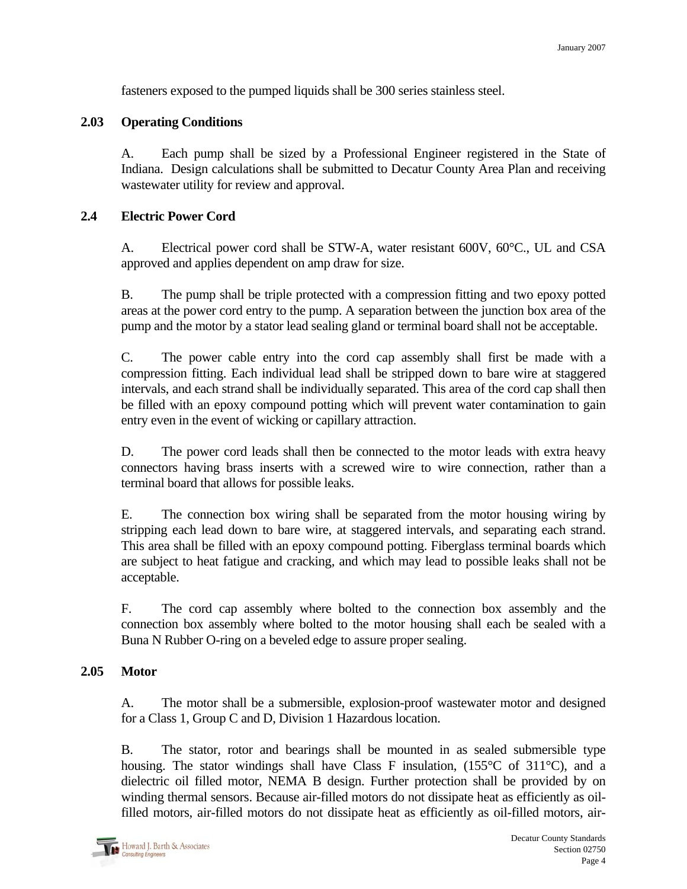fasteners exposed to the pumped liquids shall be 300 series stainless steel.

## 2.03 Operating Conditions

A. Each pump shall be sized by a Professional Engineer registered in the State of Indiana. Design calculations shall be submitted to Decatur County Area Plan and receiving wastewater utility for review and approval.

## 2.4 Electric Power Cord

A. Electrical power cord shall be STW-A, water resistant 600V, 60°C., UL and CSA approved and applies dependent on amp draw for size.

B. The pump shall be triple protected with a compression fitting and two epoxy potted areas at the power cord entry to the pump. A separation between the junction box area of the pump and the motor by a stator lead sealing gland or terminal board shall not be acceptable.

C. The power cable entry into the cord cap assembly shall first be made with a compression fitting. Each individual lead shall be stripped down to bare wire at staggered intervals, and each strand shall be individually separated. This area of the cord cap shall then be filled with an epoxy compound potting which will prevent water contamination to gain entry even in the event of wicking or capillary attraction.

D. The power cord leads shall then be connected to the motor leads with extra heavy connectors having brass inserts with a screwed wire to wire connection, rather than a terminal board that allows for possible leaks.

E. The connection box wiring shall be separated from the motor housing wiring by stripping each lead down to bare wire, at staggered intervals, and separating each strand. This area shall be filled with an epoxy compound potting. Fiberglass terminal boards which are subject to heat fatigue and cracking, and which may lead to possible leaks shall not be acceptable.

F. The cord cap assembly where bolted to the connection box assembly and the connection box assembly where bolted to the motor housing shall each be sealed with a Buna N Rubber O-ring on a beveled edge to assure proper sealing.

## 2.05 Motor

A. The motor shall be a submersible, explosion-proof wastewater motor and designed for a Class 1, Group C and D, Division 1 Hazardous location.

B. The stator, rotor and bearings shall be mounted in as sealed submersible type housing. The stator windings shall have Class F insulation, (155°C of 311°C), and a dielectric oil filled motor, NEMA B design. Further protection shall be provided by on winding thermal sensors. Because air-filled motors do not dissipate heat as efficiently as oil-filled motors, air-filled motors do not dissipate heat as efficiently as oil-filled motors, air-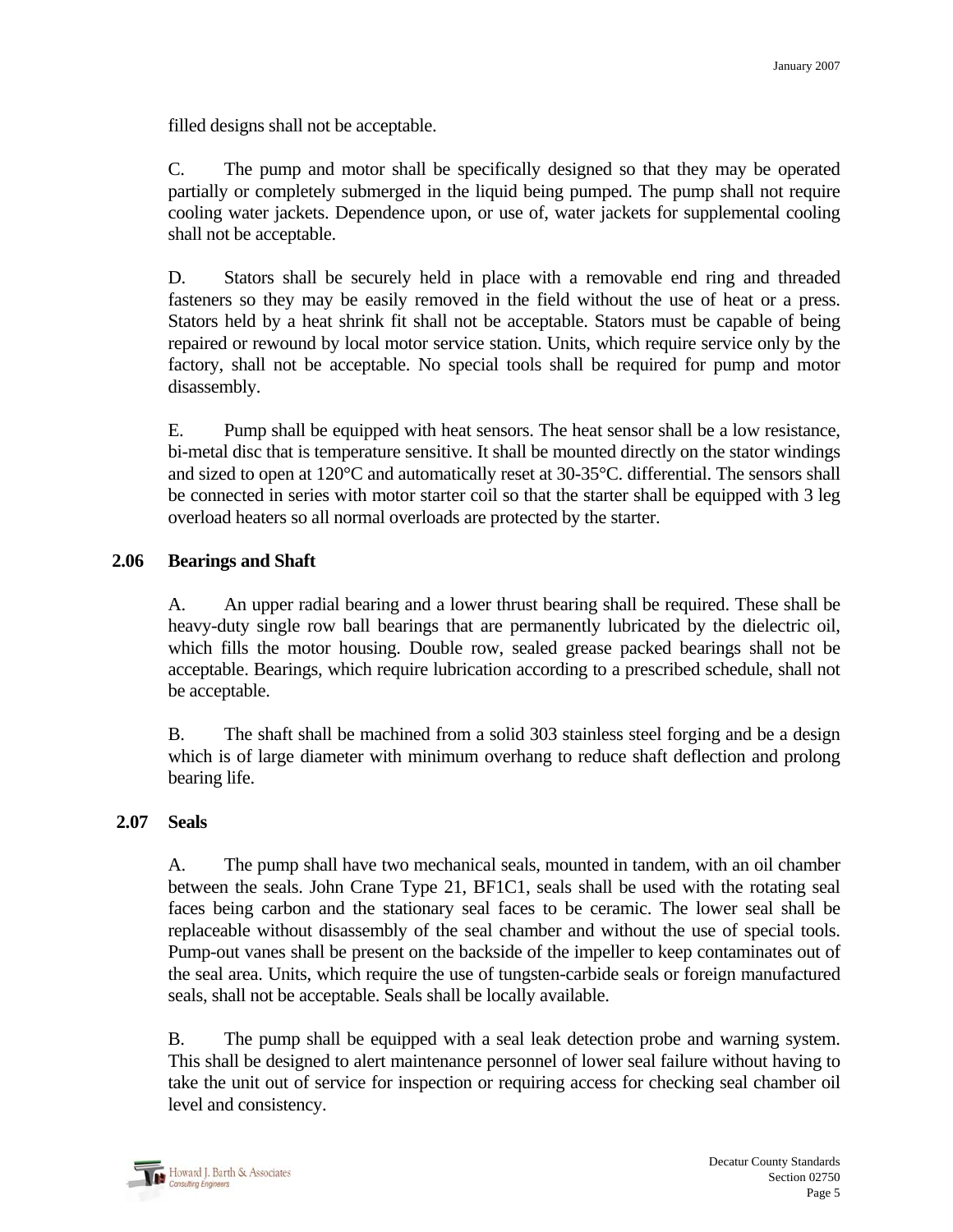filled designs shall not be acceptable.

C. The pump and motor shall be specifically designed so that they may be operated partially or completely submerged in the liquid being pumped. The pump shall not require cooling water jackets. Dependence upon, or use of, water jackets for supplemental cooling shall not be acceptable.

D. Stators shall be securely held in place with a removable end ring and threaded fasteners so they may be easily removed in the field without the use of heat or a press. Stators held by a heat shrink fit shall not be acceptable. Stators must be capable of being repaired or rewound by local motor service station. Units, which require service only by the factory, shall not be acceptable. No special tools shall be required for pump and motor disassembly.

E. Pump shall be equipped with heat sensors. The heat sensor shall be a low resistance, bi-metal disc that is temperature sensitive. It shall be mounted directly on the stator windings and sized to open at 120°C and automatically reset at 30-35°C. differential. The sensors shall be connected in series with motor starter coil so that the starter shall be equipped with 3 leg overload heaters so all normal overloads are protected by the starter.

## 2.06 Bearings and Shaft

A. An upper radial bearing and a lower thrust bearing shall be required. These shall be heavy-duty single row ball bearings that are permanently lubricated by the dielectric oil, which fills the motor housing. Double row, sealed grease packed bearings shall not be acceptable. Bearings, which require lubrication according to a prescribed schedule, shall not be acceptable.

B. The shaft shall be machined from a solid 303 stainless steel forging and be a design which is of large diameter with minimum overhang to reduce shaft deflection and prolong bearing life.

## 2.07 Seals

A. The pump shall have two mechanical seals, mounted in tandem, with an oil chamber between the seals. John Crane Type 21, BF1C1, seals shall be used with the rotating seal faces being carbon and the stationary seal faces to be ceramic. The lower seal shall be replaceable without disassembly of the seal chamber and without the use of special tools. Pump-out vanes shall be present on the backside of the impeller to keep contaminates out of the seal area. Units, which require the use of tungsten-carbide seals or foreign manufactured seals, shall not be acceptable. Seals shall be locally available.

B. The pump shall be equipped with a seal leak detection probe and warning system. This shall be designed to alert maintenance personnel of lower seal failure without having to take the unit out of service for inspection or requiring access for checking seal chamber oil level and consistency.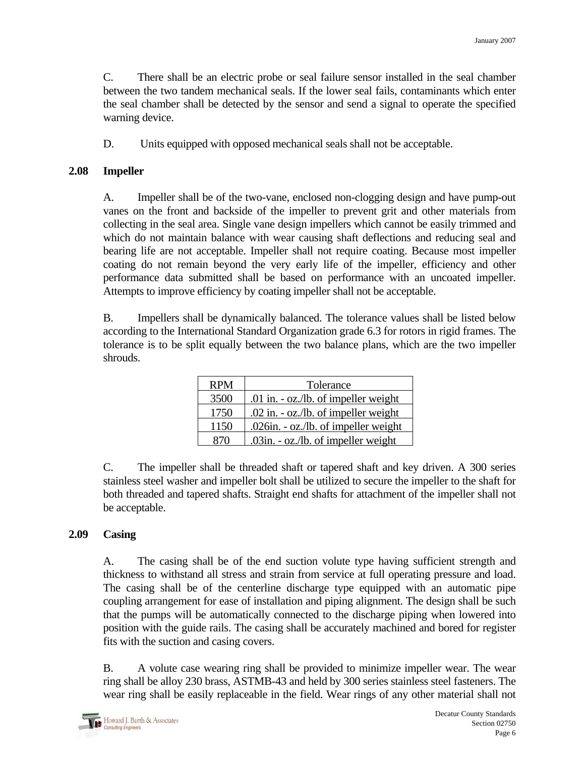C. There shall be an electric probe or seal failure sensor installed in the seal chamber between the two tandem mechanical seals. If the lower seal fails, contaminants which enter the seal chamber shall be detected by the sensor and send a signal to operate the specified warning device.

D. Units equipped with opposed mechanical seals shall not be acceptable.

## 2.08 Impeller

A. Impeller shall be of the two-vane, enclosed non-clogging design and have pump-out vanes on the front and backside of the impeller to prevent grit and other materials from collecting in the seal area. Single vane design impellers which cannot be easily trimmed and which do not maintain balance with wear causing shaft deflections and reducing seal and bearing life are not acceptable. Impeller shall not require coating. Because most impeller coating do not remain beyond the very early life of the impeller, efficiency and other performance data submitted shall be based on performance with an uncoated impeller. Attempts to improve efficiency by coating impeller shall not be acceptable.

B. Impellers shall be dynamically balanced. The tolerance values shall be listed below according to the International Standard Organization grade 6.3 for rotors in rigid frames. The tolerance is to be split equally between the two balance plans, which are the two impeller shrouds.

| RPM | Tolerance |
|---|---|
| 3500 | .01 in. - oz./lb. of impeller weight |
| 1750 | .02 in. - oz./lb. of impeller weight |
| 1150 | .026in. - oz./lb. of impeller weight |
| 870 | .03in. - oz./lb. of impeller weight |

C. The impeller shall be threaded shaft or tapered shaft and key driven. A 300 series stainless steel washer and impeller bolt shall be utilized to secure the impeller to the shaft for both threaded and tapered shafts. Straight end shafts for attachment of the impeller shall not be acceptable.

## 2.09 Casing

A. The casing shall be of the end suction volute type having sufficient strength and thickness to withstand all stress and strain from service at full operating pressure and load. The casing shall be of the centerline discharge type equipped with an automatic pipe coupling arrangement for ease of installation and piping alignment. The design shall be such that the pumps will be automatically connected to the discharge piping when lowered into position with the guide rails. The casing shall be accurately machined and bored for register fits with the suction and casing covers.

B. A volute case wearing ring shall be provided to minimize impeller wear. The wear ring shall be alloy 230 brass, ASTMB-43 and held by 300 series stainless steel fasteners. The wear ring shall be easily replaceable in the field. Wear rings of any other material shall not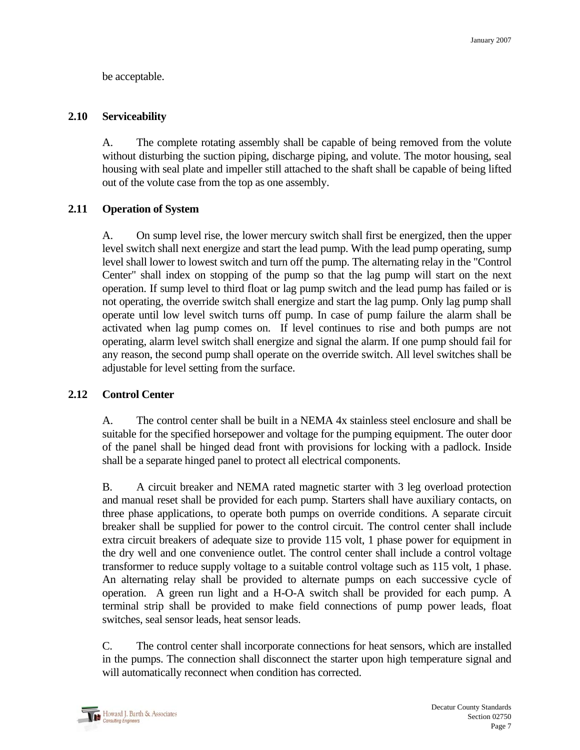be acceptable.

## 2.10 Serviceability

A. The complete rotating assembly shall be capable of being removed from the volute without disturbing the suction piping, discharge piping, and volute. The motor housing, seal housing with seal plate and impeller still attached to the shaft shall be capable of being lifted out of the volute case from the top as one assembly.

## 2.11 Operation of System

A. On sump level rise, the lower mercury switch shall first be energized, then the upper level switch shall next energize and start the lead pump. With the lead pump operating, sump level shall lower to lowest switch and turn off the pump. The alternating relay in the "Control Center" shall index on stopping of the pump so that the lag pump will start on the next operation. If sump level to third float or lag pump switch and the lead pump has failed or is not operating, the override switch shall energize and start the lag pump. Only lag pump shall operate until low level switch turns off pump. In case of pump failure the alarm shall be activated when lag pump comes on. If level continues to rise and both pumps are not operating, alarm level switch shall energize and signal the alarm. If one pump should fail for any reason, the second pump shall operate on the override switch. All level switches shall be adjustable for level setting from the surface.

## 2.12 Control Center

A. The control center shall be built in a NEMA 4x stainless steel enclosure and shall be suitable for the specified horsepower and voltage for the pumping equipment. The outer door of the panel shall be hinged dead front with provisions for locking with a padlock. Inside shall be a separate hinged panel to protect all electrical components.

B. A circuit breaker and NEMA rated magnetic starter with 3 leg overload protection and manual reset shall be provided for each pump. Starters shall have auxiliary contacts, on three phase applications, to operate both pumps on override conditions. A separate circuit breaker shall be supplied for power to the control circuit. The control center shall include extra circuit breakers of adequate size to provide 115 volt, 1 phase power for equipment in the dry well and one convenience outlet. The control center shall include a control voltage transformer to reduce supply voltage to a suitable control voltage such as 115 volt, 1 phase. An alternating relay shall be provided to alternate pumps on each successive cycle of operation. A green run light and a H-O-A switch shall be provided for each pump. A terminal strip shall be provided to make field connections of pump power leads, float switches, seal sensor leads, heat sensor leads.

C. The control center shall incorporate connections for heat sensors, which are installed in the pumps. The connection shall disconnect the starter upon high temperature signal and will automatically reconnect when condition has corrected.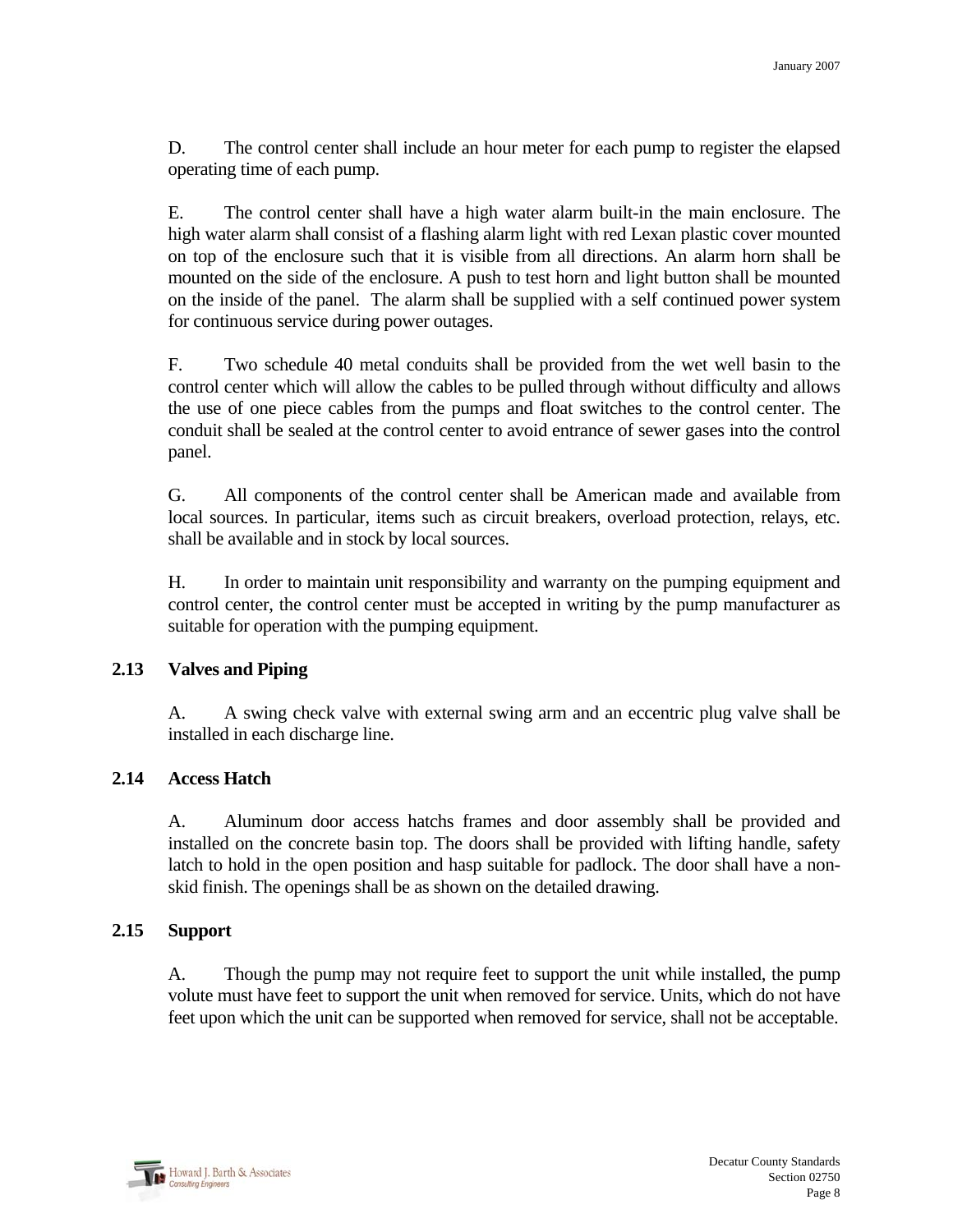D. The control center shall include an hour meter for each pump to register the elapsed operating time of each pump.

E. The control center shall have a high water alarm built-in the main enclosure. The high water alarm shall consist of a flashing alarm light with red Lexan plastic cover mounted on top of the enclosure such that it is visible from all directions. An alarm horn shall be mounted on the side of the enclosure. A push to test horn and light button shall be mounted on the inside of the panel. The alarm shall be supplied with a self continued power system for continuous service during power outages.

F. Two schedule 40 metal conduits shall be provided from the wet well basin to the control center which will allow the cables to be pulled through without difficulty and allows the use of one piece cables from the pumps and float switches to the control center. The conduit shall be sealed at the control center to avoid entrance of sewer gases into the control panel.

G. All components of the control center shall be American made and available from local sources. In particular, items such as circuit breakers, overload protection, relays, etc. shall be available and in stock by local sources.

H. In order to maintain unit responsibility and warranty on the pumping equipment and control center, the control center must be accepted in writing by the pump manufacturer as suitable for operation with the pumping equipment.

### 2.13 Valves and Piping

A. A swing check valve with external swing arm and an eccentric plug valve shall be installed in each discharge line.

### 2.14 Access Hatch

A. Aluminum door access hatchs frames and door assembly shall be provided and installed on the concrete basin top. The doors shall be provided with lifting handle, safety latch to hold in the open position and hasp suitable for padlock. The door shall have a non-skid finish. The openings shall be as shown on the detailed drawing.

### 2.15 Support

A. Though the pump may not require feet to support the unit while installed, the pump volute must have feet to support the unit when removed for service. Units, which do not have feet upon which the unit can be supported when removed for service, shall not be acceptable.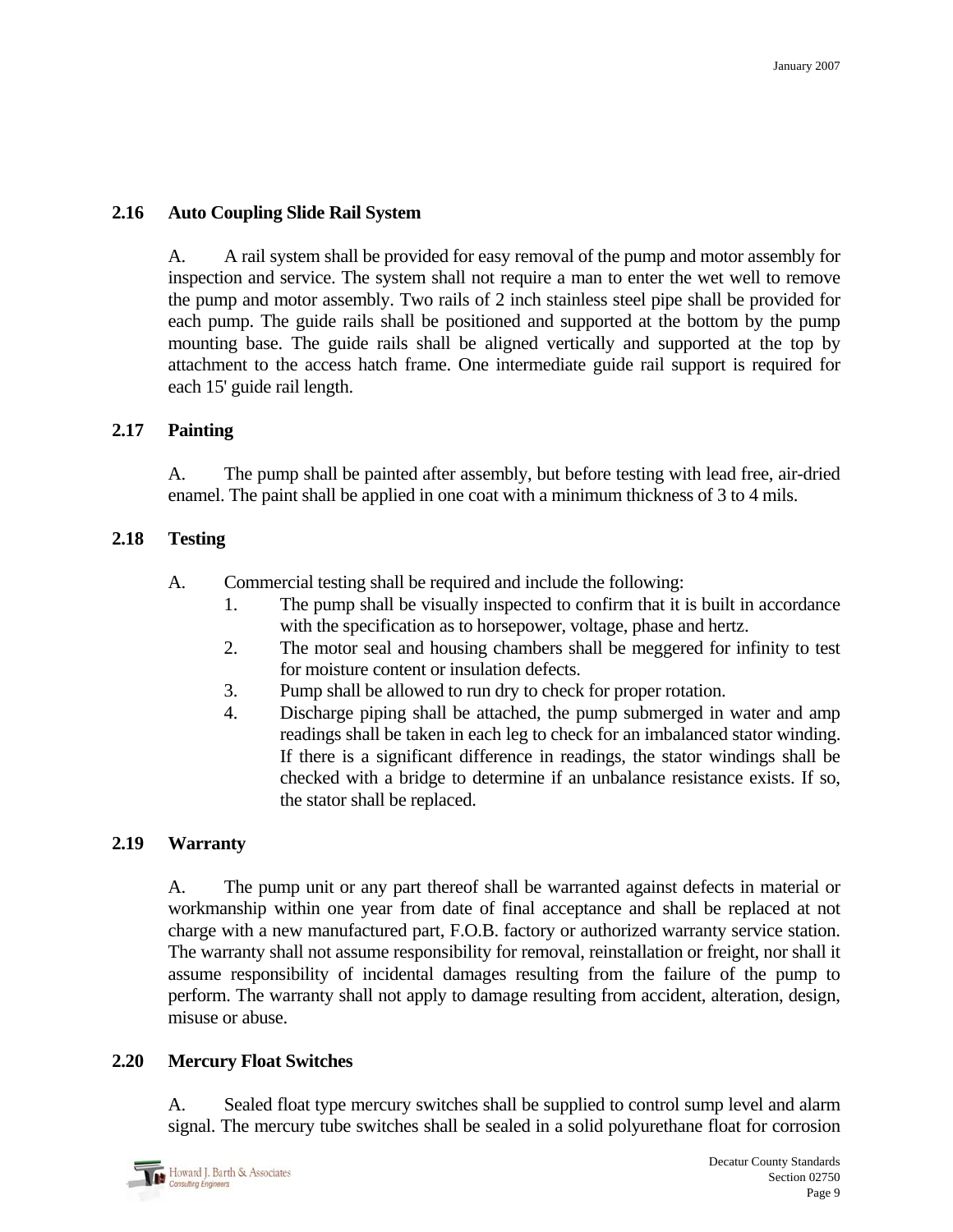## 2.16 Auto Coupling Slide Rail System

A. A rail system shall be provided for easy removal of the pump and motor assembly for inspection and service. The system shall not require a man to enter the wet well to remove the pump and motor assembly. Two rails of 2 inch stainless steel pipe shall be provided for each pump. The guide rails shall be positioned and supported at the bottom by the pump mounting base. The guide rails shall be aligned vertically and supported at the top by attachment to the access hatch frame. One intermediate guide rail support is required for each 15' guide rail length.

## 2.17 Painting

A. The pump shall be painted after assembly, but before testing with lead free, air-dried enamel. The paint shall be applied in one coat with a minimum thickness of 3 to 4 mils.

## 2.18 Testing

A. Commercial testing shall be required and include the following:

1. The pump shall be visually inspected to confirm that it is built in accordance with the specification as to horsepower, voltage, phase and hertz.
2. The motor seal and housing chambers shall be meggered for infinity to test for moisture content or insulation defects.
3. Pump shall be allowed to run dry to check for proper rotation.
4. Discharge piping shall be attached, the pump submerged in water and amp readings shall be taken in each leg to check for an imbalanced stator winding. If there is a significant difference in readings, the stator windings shall be checked with a bridge to determine if an unbalance resistance exists. If so, the stator shall be replaced.

## 2.19 Warranty

A. The pump unit or any part thereof shall be warranted against defects in material or workmanship within one year from date of final acceptance and shall be replaced at not charge with a new manufactured part, F.O.B. factory or authorized warranty service station. The warranty shall not assume responsibility for removal, reinstallation or freight, nor shall it assume responsibility of incidental damages resulting from the failure of the pump to perform. The warranty shall not apply to damage resulting from accident, alteration, design, misuse or abuse.

## 2.20 Mercury Float Switches

A. Sealed float type mercury switches shall be supplied to control sump level and alarm signal. The mercury tube switches shall be sealed in a solid polyurethane float for corrosion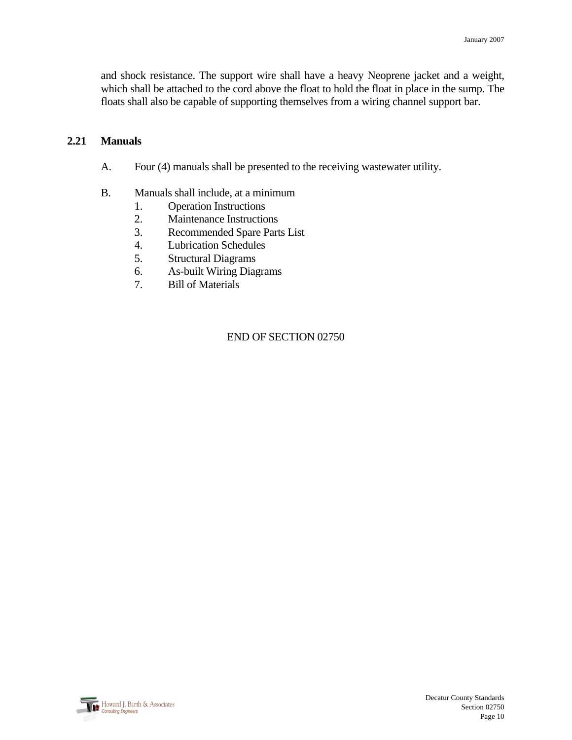and shock resistance. The support wire shall have a heavy Neoprene jacket and a weight, which shall be attached to the cord above the float to hold the float in place in the sump. The floats shall also be capable of supporting themselves from a wiring channel support bar.

## 2.21 Manuals

A. Four (4) manuals shall be presented to the receiving wastewater utility.

B. Manuals shall include, at a minimum

1. Operation Instructions
2. Maintenance Instructions
3. Recommended Spare Parts List
4. Lubrication Schedules
5. Structural Diagrams
6. As-built Wiring Diagrams
7. Bill of Materials

END OF SECTION 02750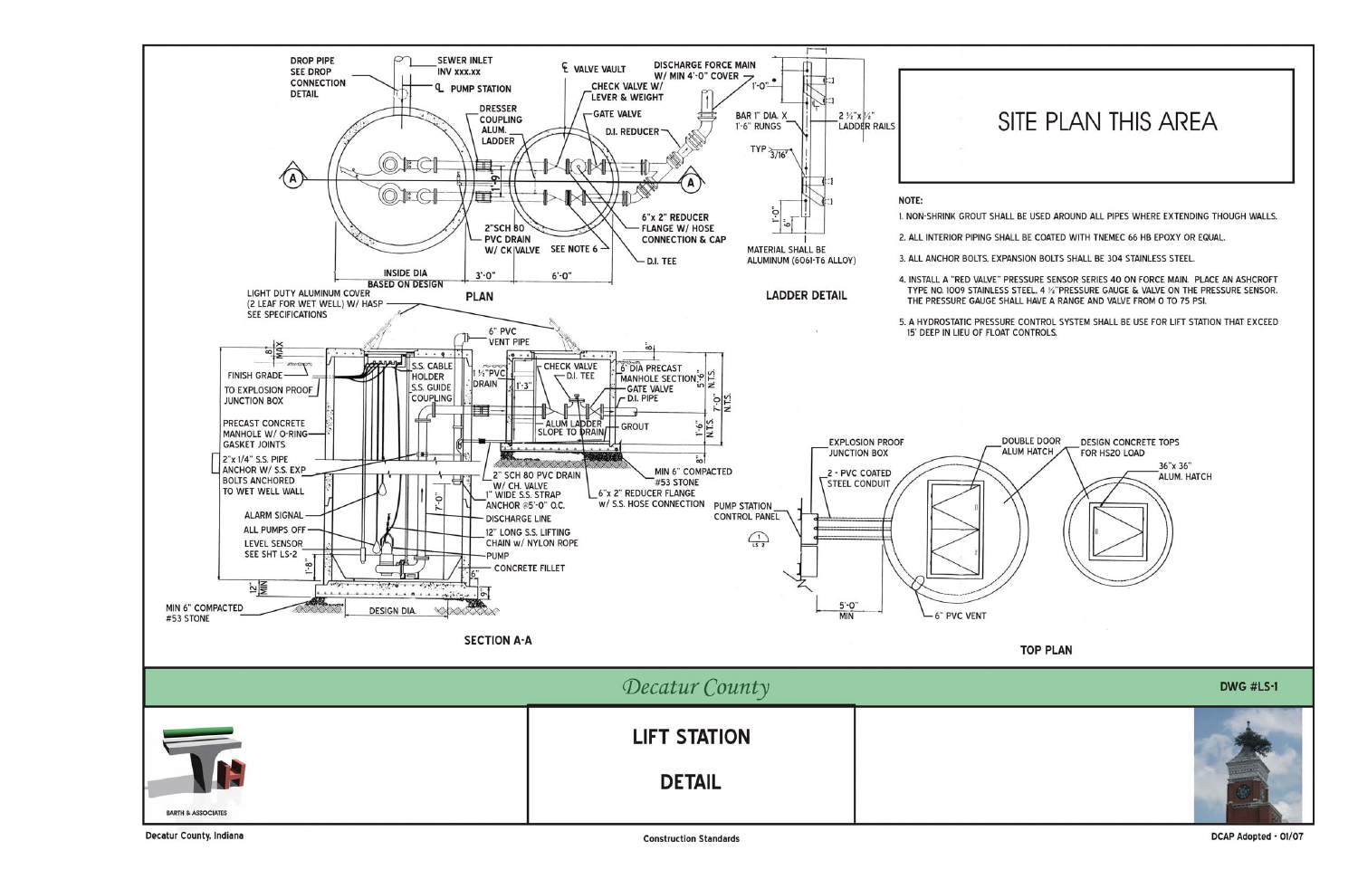SITE PLAN THIS AREA

**NOTE:**

1. NON-SHRINK GROUT SHALL BE USED AROUND ALL PIPES WHERE EXTENDING THOUGH WALLS.
2. ALL INTERIOR PIPING SHALL BE COATED WITH TNEMEC 66 HB EPOXY OR EQUAL.
3. ALL ANCHOR BOLTS, EXPANSION BOLTS SHALL BE 304 STAINLESS STEEL.
4. INSTALL A "RED VALVE" PRESSURE SENSOR SERIES 40 ON FORCE MAIN. PLACE AN ASHCROFT TYPE NO. 1009 STAINLESS STEEL 4 ½" PRESSURE GAUGE & VALVE ON THE PRESSURE SENSOR. THE PRESSURE GAUGE SHALL HAVE A RANGE AND VALVE FROM 0 TO 75 PSI.
5. A HYDROSTATIC PRESSURE CONTROL SYSTEM SHALL BE USE FOR LIFT STATION THAT EXCEED 15' DEEP IN LIEU OF FLOAT CONTROLS.

**PLAN**

DROP PIPE SEE DROP CONNECTION DETAIL; SEWER INLET INV xxx.xx; ℄ PUMP STATION; ℄ VALVE VAULT; DISCHARGE FORCE MAIN W/ MIN 4'-0" COVER; CHECK VALVE W/ LEVER & WEIGHT; DRESSER COUPLING; ALUM. LADDER; GATE VALVE; D.I. REDUCER; 6"x 2" REDUCER FLANGE W/ HOSE CONNECTION & CAP; 2" SCH 80 PVC DRAIN W/ CK VALVE; SEE NOTE 6; D.I. TEE; INSIDE DIA BASED ON DESIGN; 3'-0"; 6'-0"; LIGHT DUTY ALUMINUM COVER (2 LEAF FOR WET WELL) W/ HASP SEE SPECIFICATIONS

**LADDER DETAIL**

BAR 1" DIA. X 1'-6" RUNGS; 2 ½"x ¾" LADDER RAILS; TYP 3/16"; 1'-0"; MATERIAL SHALL BE ALUMINUM (6061-T6 ALLOY)

**SECTION A-A**

6" PVC VENT PIPE; 8" MAX; FINISH GRADE; TO EXPLOSION PROOF JUNCTION BOX; S.S. CABLE HOLDER; S.S. GUIDE COUPLING; 1 ½" PVC DRAIN; 1'-3"; CHECK VALVE; D.I. TEE; 6' DIA PRECAST MANHOLE SECTION; GATE VALVE; D.I. PIPE; ALUM LADDER; SLOPE TO DRAIN; GROUT; 5'-6" N.T.S.; 7'-0" N.T.S.; 1'-6" N.T.S.; PRECAST CONCRETE MANHOLE W/ O-RING GASKET JOINTS; 2"x 1/4" S.S. PIPE ANCHOR W/ S.S. EXP BOLTS ANCHORED TO WET WELL WALL; 2" SCH 80 PVC DRAIN W/ CH. VALVE; 1" WIDE S.S. STRAP ANCHOR @5'-0" O.C.; 6"x 2" REDUCER FLANGE W/ S.S. HOSE CONNECTION; MIN 6" COMPACTED #53 STONE; ALARM SIGNAL; ALL PUMPS OFF; LEVEL SENSOR SEE SHT LS-2; DISCHARGE LINE; 12" LONG S.S. LIFTING CHAIN W/ NYLON ROPE; PUMP; CONCRETE FILLET; 7'-0"; 1'-8"; 12" MIN; MIN 6" COMPACTED #53 STONE; DESIGN DIA.

**TOP PLAN**

EXPLOSION PROOF JUNCTION BOX; 2 - PVC COATED STEEL CONDUIT; PUMP STATION CONTROL PANEL; DOUBLE DOOR ALUM HATCH; DESIGN CONCRETE TOPS FOR HS20 LOAD; 36"x 36" ALUM. HATCH; 5'-0" MIN; 6" PVC VENT

*Decatur County*

DWG #LS-1

**LIFT STATION**

**DETAIL**

BARTH & ASSOCIATES

Decatur County, Indiana — Construction Standards — DCAP Adopted - 01/07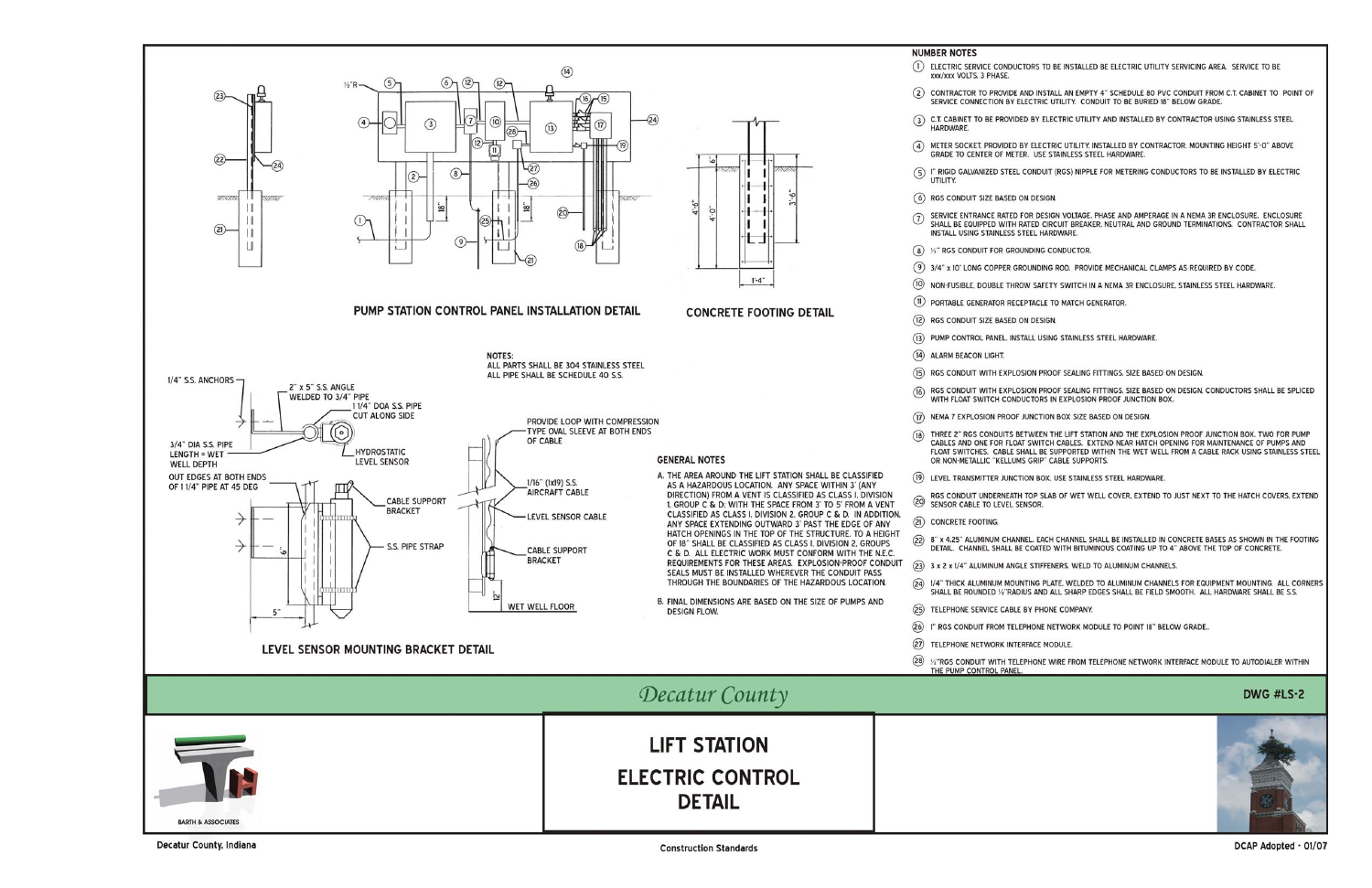## NUMBER NOTES

1. ELECTRIC SERVICE CONDUCTORS TO BE INSTALLED BE ELECTRIC UTILITY SERVICING AREA. SERVICE TO BE xxx/xxx VOLTS, 3 PHASE.
2. CONTRACTOR TO PROVIDE AND INSTALL AN EMPTY 4" SCHEDULE 80 PVC CONDUIT FROM C.T. CABINET TO POINT OF SERVICE CONNECTION BY ELECTRIC UTILITY. CONDUIT TO BE BURIED 18" BELOW GRADE.
3. C.T. CABINET TO BE PROVIDED BY ELECTRIC UTILITY AND INSTALLED BY CONTRACTOR USING STAINLESS STEEL HARDWARE.
4. METER SOCKET, PROVIDED BY ELECTRIC UTILITY, INSTALLED BY CONTRACTOR. MOUNTING HEIGHT 5'-0" ABOVE GRADE TO CENTER OF METER. USE STAINLESS STEEL HARDWARE.
5. 1" RIGID GALVANIZED STEEL CONDUIT (RGS) NIPPLE FOR METERING CONDUCTORS TO BE INSTALLED BY ELECTRIC UTILITY.
6. RGS CONDUIT SIZE BASED ON DESIGN.
7. SERVICE ENTRANCE RATED FOR DESIGN VOLTAGE, PHASE AND AMPERAGE IN A NEMA 3R ENCLOSURE. ENCLOSURE SHALL BE EQUIPPED WITH RATED CIRCUIT BREAKER, NEUTRAL AND GROUND TERMINATIONS. CONTRACTOR SHALL INSTALL USING STAINLESS STEEL HARDWARE.
8. ½" RGS CONDUIT FOR GROUNDING CONDUCTOR.
9. 3/4" x 10' LONG COPPER GROUNDING ROD. PROVIDE MECHANICAL CLAMPS AS REQUIRED BY CODE.
10. NON-FUSIBLE, DOUBLE THROW SAFETY SWITCH IN A NEMA 3R ENCLOSURE, STAINLESS STEEL HARDWARE.
11. PORTABLE GENERATOR RECEPTACLE TO MATCH GENERATOR.
12. RGS CONDUIT SIZE BASED ON DESIGN.
13. PUMP CONTROL PANEL. INSTALL USING STAINLESS STEEL HARDWARE.
14. ALARM BEACON LIGHT.
15. RGS CONDUIT WITH EXPLOSION PROOF SEALING FITTINGS. SIZE BASED ON DESIGN.
16. RGS CONDUIT WITH EXPLOSION PROOF SEALING FITTINGS. SIZE BASED ON DESIGN. CONDUCTORS SHALL BE SPLICED WITH FLOAT SWITCH CONDUCTORS IN EXPLOSION PROOF JUNCTION BOX.
17. NEMA 7 EXPLOSION PROOF JUNCTION BOX SIZE BASED ON DESIGN.
18. THREE 2" RGS CONDUITS BETWEEN THE LIFT STATION AND THE EXPLOSION PROOF JUNCTION BOX. TWO FOR PUMP CABLES AND ONE FOR FLOAT SWITCH CABLES. EXTEND NEAR HATCH OPENING FOR MAINTENANCE OF PUMPS AND FLOAT SWITCHES. CABLE SHALL BE SUPPORTED WITHIN THE WET WELL FROM A CABLE RACK USING STAINLESS STEEL OR NON-METALLIC "KELLUMS GRIP" CABLE SUPPORTS.
19. LEVEL TRANSMITTER JUNCTION BOX. USE STAINLESS STEEL HARDWARE.
20. RGS CONDUIT UNDERNEATH TOP SLAB OF WET WELL COVER, EXTEND TO JUST NEXT TO THE HATCH COVERS, EXTEND SENSOR CABLE TO LEVEL SENSOR.
21. CONCRETE FOOTING.
22. 8" x 4.25" ALUMINUM CHANNEL. EACH CHANNEL SHALL BE INSTALLED IN CONCRETE BASES AS SHOWN IN THE FOOTING DETAIL. CHANNEL SHALL BE COATED WITH BITUMINOUS COATING UP TO 4" ABOVE THE TOP OF CONCRETE.
23. 3 x 2 x 1/4" ALUMINUM ANGLE STIFFENERS. WELD TO ALUMINUM CHANNELS.
24. 1/4" THICK ALUMINUM MOUNTING PLATE, WELDED TO ALUMINUM CHANNELS FOR EQUIPMENT MOUNTING. ALL CORNERS SHALL BE ROUNDED ½"RADIUS AND ALL SHARP EDGES SHALL BE FIELD SMOOTH. ALL HARDWARE SHALL BE S.S.
25. TELEPHONE SERVICE CABLE BY PHONE COMPANY.
26. 1" RGS CONDUIT FROM TELEPHONE NETWORK MODULE TO POINT 18" BELOW GRADE.
27. TELEPHONE NETWORK INTERFACE MODULE.
28. ½"RGS CONDUIT WITH TELEPHONE WIRE FROM TELEPHONE NETWORK INTERFACE MODULE TO AUTODIALER WITHIN THE PUMP CONTROL PANEL.

PUMP STATION CONTROL PANEL INSTALLATION DETAIL

½"R
18"
18"

CONCRETE FOOTING DETAIL

6"
4'-6"
4'-0"
3'-6"
1'-4"

NOTES:
ALL PARTS SHALL BE 304 STAINLESS STEEL
ALL PIPE SHALL BE SCHEDULE 40 S.S.

1/4" S.S. ANCHORS
2" x 5" S.S. ANGLE WELDED TO 3/4" PIPE
1 1/4" DOA S.S. PIPE CUT ALONG SIDE
3/4" DIA S.S. PIPE LENGTH = WET WELL DEPTH
HYDROSTATIC LEVEL SENSOR
OUT EDGES AT BOTH ENDS OF 1 1/4" PIPE AT 45 DEG
CABLE SUPPORT BRACKET
S.S. PIPE STRAP
6"
5"

PROVIDE LOOP WITH COMPRESSION TYPE OVAL SLEEVE AT BOTH ENDS OF CABLE
1/16" (1x19) S.S. AIRCRAFT CABLE
LEVEL SENSOR CABLE
CABLE SUPPORT BRACKET
12"
WET WELL FLOOR

LEVEL SENSOR MOUNTING BRACKET DETAIL

## GENERAL NOTES

A. THE AREA AROUND THE LIFT STATION SHALL BE CLASSIFIED AS A HAZARDOUS LOCATION. ANY SPACE WITHIN 3' (ANY DIRECTION) FROM A VENT IS CLASSIFIED AS CLASS I, DIVISION 1, GROUP C & D; WITH THE SPACE FROM 3' TO 5' FROM A VENT CLASSIFIED AS CLASS I, DIVISION 2, GROUP C & D. IN ADDITION, ANY SPACE EXTENDING OUTWARD 3' PAST THE EDGE OF ANY HATCH OPENINGS IN THE TOP OF THE STRUCTURE, TO A HEIGHT OF 18" SHALL BE CLASSIFIED AS CLASS I, DIVISION 2, GROUPS C & D. ALL ELECTRIC WORK MUST CONFORM WITH THE N.E.C. REQUIREMENTS FOR THESE AREAS. EXPLOSION-PROOF CONDUIT SEALS MUST BE INSTALLED WHEREVER THE CONDUIT PASS THROUGH THE BOUNDARIES OF THE HAZARDOUS LOCATION.

B. FINAL DIMENSIONS ARE BASED ON THE SIZE OF PUMPS AND DESIGN FLOW.

*Decatur County*

DWG #LS-2

BARTH & ASSOCIATES

# LIFT STATION ELECTRIC CONTROL DETAIL

Decatur County, Indiana

Construction Standards

DCAP Adopted - 01/07